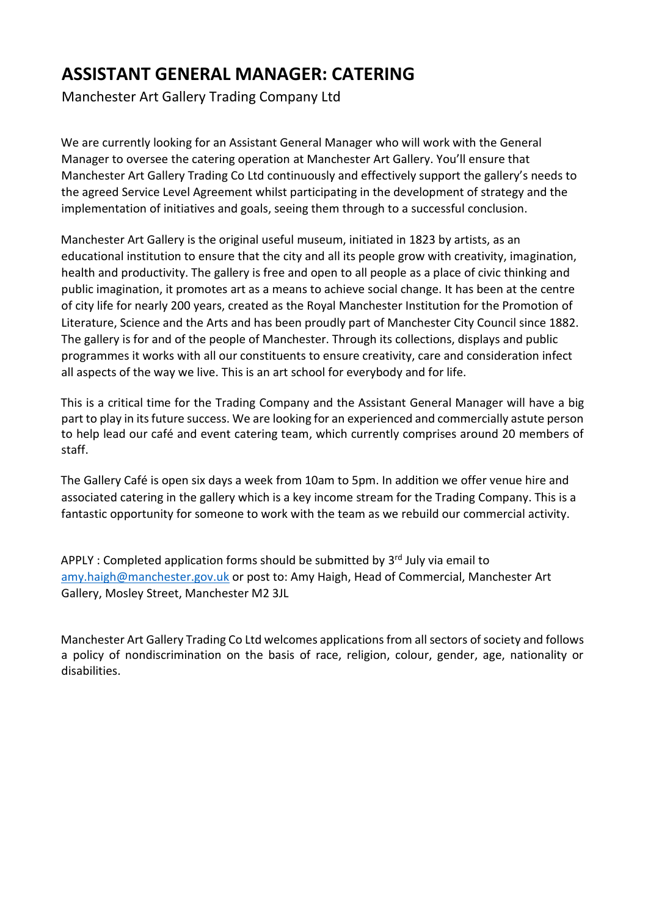# ASSISTANT GENERAL MANAGER: CATERING

Manchester Art Gallery Trading Company Ltd

We are currently looking for an Assistant General Manager who will work with the General Manager to oversee the catering operation at Manchester Art Gallery. You'll ensure that Manchester Art Gallery Trading Co Ltd continuously and effectively support the gallery's needs to the agreed Service Level Agreement whilst participating in the development of strategy and the implementation of initiatives and goals, seeing them through to a successful conclusion.

Manchester Art Gallery is the original useful museum, initiated in 1823 by artists, as an educational institution to ensure that the city and all its people grow with creativity, imagination, health and productivity. The gallery is free and open to all people as a place of civic thinking and public imagination, it promotes art as a means to achieve social change. It has been at the centre of city life for nearly 200 years, created as the Royal Manchester Institution for the Promotion of Literature, Science and the Arts and has been proudly part of Manchester City Council since 1882. The gallery is for and of the people of Manchester. Through its collections, displays and public programmes it works with all our constituents to ensure creativity, care and consideration infect all aspects of the way we live. This is an art school for everybody and for life.

This is a critical time for the Trading Company and the Assistant General Manager will have a big part to play in its future success. We are looking for an experienced and commercially astute person to help lead our café and event catering team, which currently comprises around 20 members of staff.

The Gallery Café is open six days a week from 10am to 5pm. In addition we offer venue hire and associated catering in the gallery which is a key income stream for the Trading Company. This is a fantastic opportunity for someone to work with the team as we rebuild our commercial activity.

APPLY : Completed application forms should be submitted by 3rd July via email to amy.haigh@manchester.gov.uk or post to: Amy Haigh, Head of Commercial, Manchester Art Gallery, Mosley Street, Manchester M2 3JL

Manchester Art Gallery Trading Co Ltd welcomes applications from all sectors of society and follows a policy of nondiscrimination on the basis of race, religion, colour, gender, age, nationality or disabilities.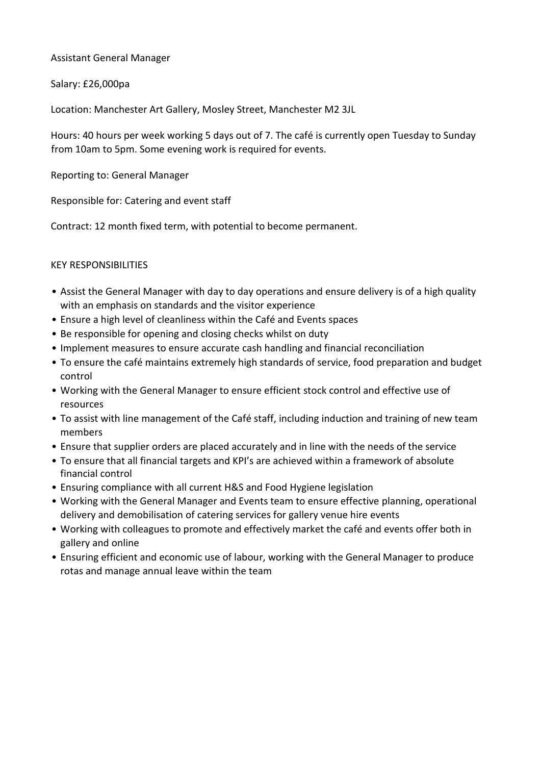Assistant General Manager

Salary: £26,000pa

Location: Manchester Art Gallery, Mosley Street, Manchester M2 3JL

Hours: 40 hours per week working 5 days out of 7. The café is currently open Tuesday to Sunday from 10am to 5pm. Some evening work is required for events.

Reporting to: General Manager

Responsible for: Catering and event staff

Contract: 12 month fixed term, with potential to become permanent.

KEY RESPONSIBILITIES

- Assist the General Manager with day to day operations and ensure delivery is of a high quality with an emphasis on standards and the visitor experience
- Ensure a high level of cleanliness within the Café and Events spaces
- Be responsible for opening and closing checks whilst on duty
- Implement measures to ensure accurate cash handling and financial reconciliation
- To ensure the café maintains extremely high standards of service, food preparation and budget control
- Working with the General Manager to ensure efficient stock control and effective use of resources
- To assist with line management of the Café staff, including induction and training of new team members
- Ensure that supplier orders are placed accurately and in line with the needs of the service
- To ensure that all financial targets and KPI's are achieved within a framework of absolute financial control
- Ensuring compliance with all current H&S and Food Hygiene legislation
- Working with the General Manager and Events team to ensure effective planning, operational delivery and demobilisation of catering services for gallery venue hire events
- Working with colleagues to promote and effectively market the café and events offer both in gallery and online
- Ensuring efficient and economic use of labour, working with the General Manager to produce rotas and manage annual leave within the team